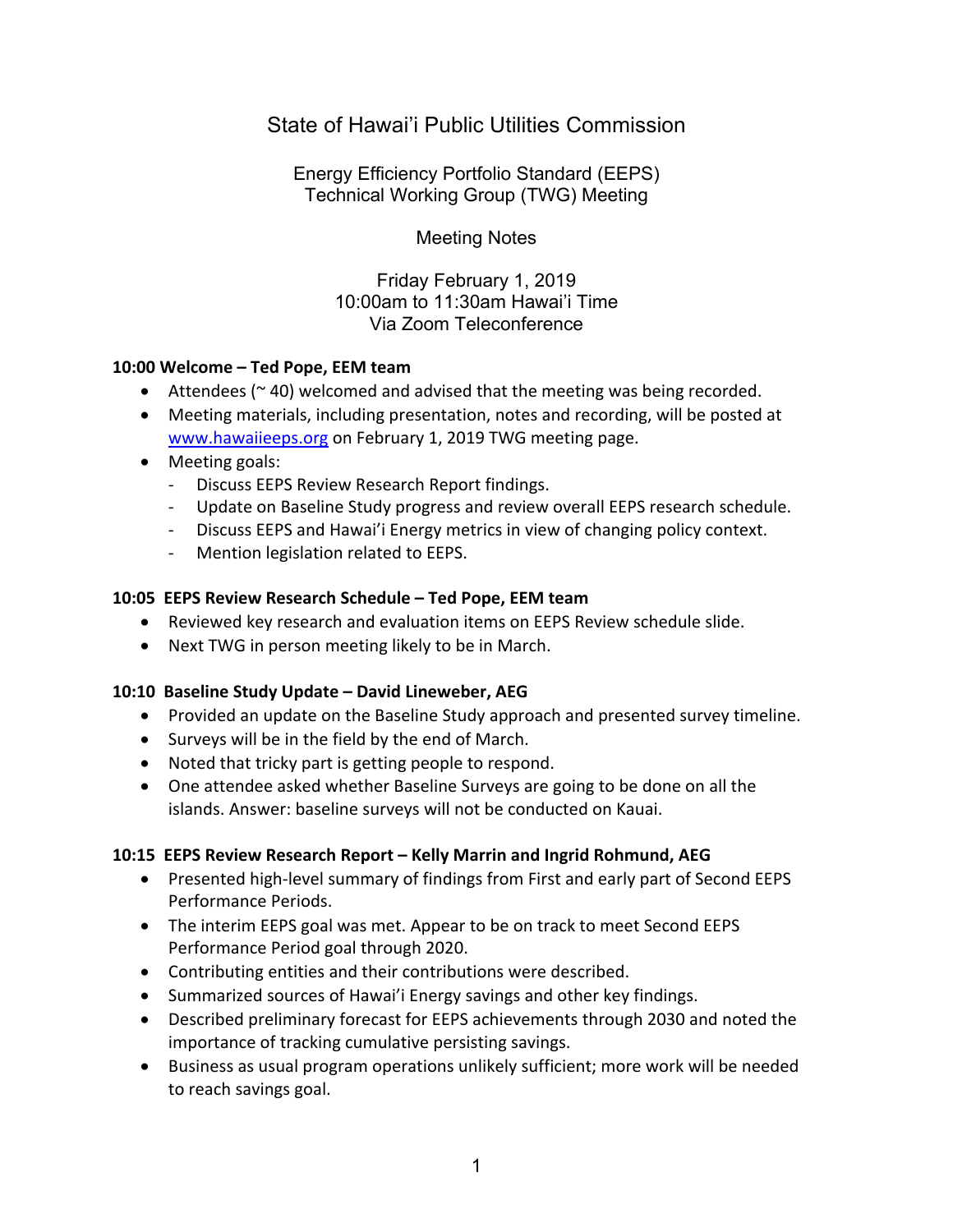# State of Hawai'i Public Utilities Commission

## Energy Efficiency Portfolio Standard (EEPS) Technical Working Group (TWG) Meeting

### Meeting Notes

Friday February 1, 2019
10:00am to 11:30am Hawai'i Time
Via Zoom Teleconference

**10:00 Welcome – Ted Pope, EEM team**

- Attendees (~ 40) welcomed and advised that the meeting was being recorded.
- Meeting materials, including presentation, notes and recording, will be posted at [www.hawaiieeps.org](http://www.hawaiieeps.org) on February 1, 2019 TWG meeting page.
- Meeting goals:
  - Discuss EEPS Review Research Report findings.
  - Update on Baseline Study progress and review overall EEPS research schedule.
  - Discuss EEPS and Hawai'i Energy metrics in view of changing policy context.
  - Mention legislation related to EEPS.

**10:05 EEPS Review Research Schedule – Ted Pope, EEM team**

- Reviewed key research and evaluation items on EEPS Review schedule slide.
- Next TWG in person meeting likely to be in March.

**10:10 Baseline Study Update – David Lineweber, AEG**

- Provided an update on the Baseline Study approach and presented survey timeline.
- Surveys will be in the field by the end of March.
- Noted that tricky part is getting people to respond.
- One attendee asked whether Baseline Surveys are going to be done on all the islands. Answer: baseline surveys will not be conducted on Kauai.

**10:15 EEPS Review Research Report – Kelly Marrin and Ingrid Rohmund, AEG**

- Presented high-level summary of findings from First and early part of Second EEPS Performance Periods.
- The interim EEPS goal was met. Appear to be on track to meet Second EEPS Performance Period goal through 2020.
- Contributing entities and their contributions were described.
- Summarized sources of Hawai'i Energy savings and other key findings.
- Described preliminary forecast for EEPS achievements through 2030 and noted the importance of tracking cumulative persisting savings.
- Business as usual program operations unlikely sufficient; more work will be needed to reach savings goal.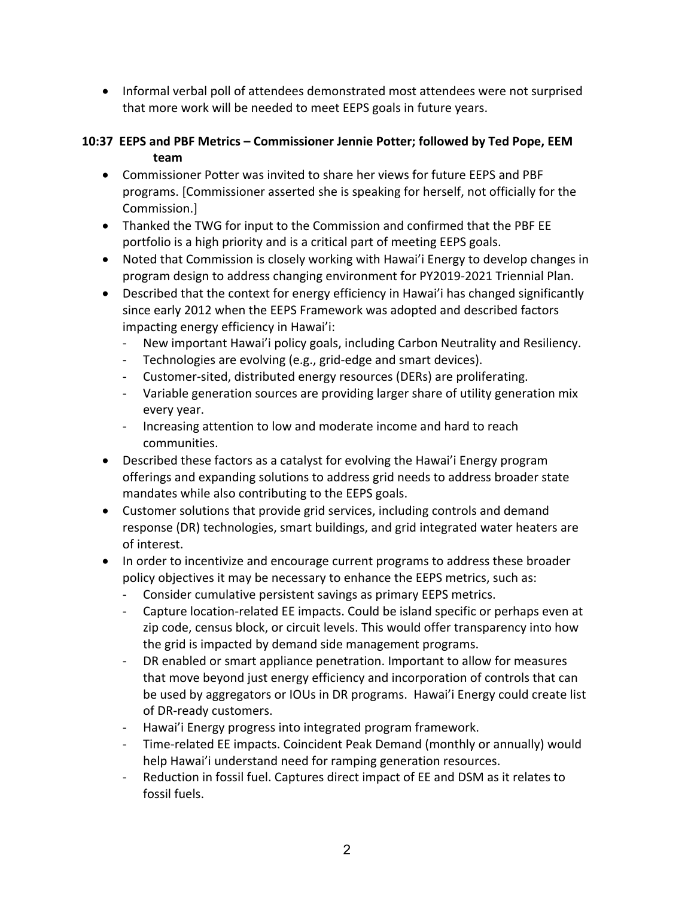- Informal verbal poll of attendees demonstrated most attendees were not surprised that more work will be needed to meet EEPS goals in future years.

**10:37 EEPS and PBF Metrics – Commissioner Jennie Potter; followed by Ted Pope, EEM team**

- Commissioner Potter was invited to share her views for future EEPS and PBF programs. [Commissioner asserted she is speaking for herself, not officially for the Commission.]
- Thanked the TWG for input to the Commission and confirmed that the PBF EE portfolio is a high priority and is a critical part of meeting EEPS goals.
- Noted that Commission is closely working with Hawai'i Energy to develop changes in program design to address changing environment for PY2019-2021 Triennial Plan.
- Described that the context for energy efficiency in Hawai'i has changed significantly since early 2012 when the EEPS Framework was adopted and described factors impacting energy efficiency in Hawai'i:
  - New important Hawai'i policy goals, including Carbon Neutrality and Resiliency.
  - Technologies are evolving (e.g., grid-edge and smart devices).
  - Customer-sited, distributed energy resources (DERs) are proliferating.
  - Variable generation sources are providing larger share of utility generation mix every year.
  - Increasing attention to low and moderate income and hard to reach communities.
- Described these factors as a catalyst for evolving the Hawai'i Energy program offerings and expanding solutions to address grid needs to address broader state mandates while also contributing to the EEPS goals.
- Customer solutions that provide grid services, including controls and demand response (DR) technologies, smart buildings, and grid integrated water heaters are of interest.
- In order to incentivize and encourage current programs to address these broader policy objectives it may be necessary to enhance the EEPS metrics, such as:
  - Consider cumulative persistent savings as primary EEPS metrics.
  - Capture location-related EE impacts. Could be island specific or perhaps even at zip code, census block, or circuit levels. This would offer transparency into how the grid is impacted by demand side management programs.
  - DR enabled or smart appliance penetration. Important to allow for measures that move beyond just energy efficiency and incorporation of controls that can be used by aggregators or IOUs in DR programs. Hawai'i Energy could create list of DR-ready customers.
  - Hawai'i Energy progress into integrated program framework.
  - Time-related EE impacts. Coincident Peak Demand (monthly or annually) would help Hawai'i understand need for ramping generation resources.
  - Reduction in fossil fuel. Captures direct impact of EE and DSM as it relates to fossil fuels.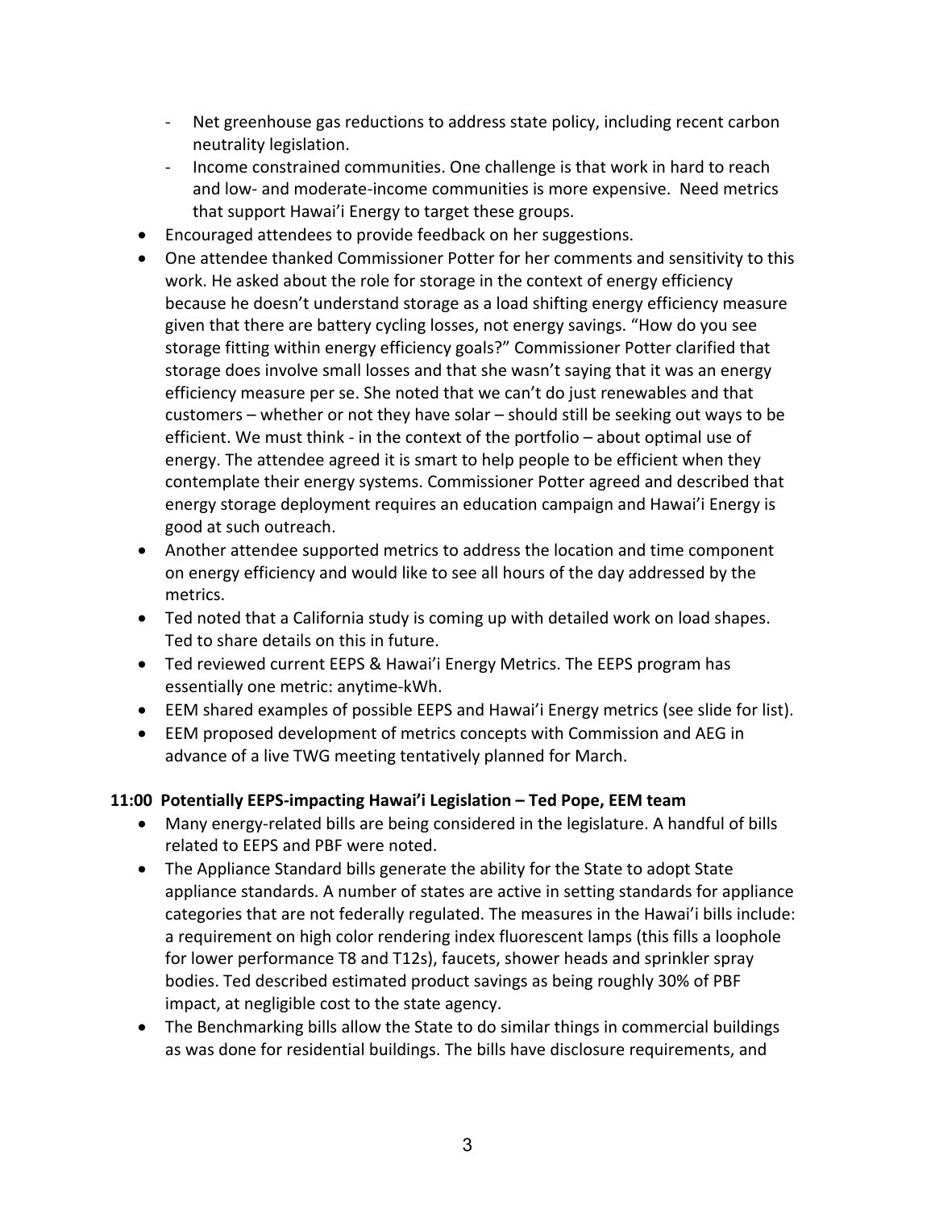- Net greenhouse gas reductions to address state policy, including recent carbon neutrality legislation.
  - Income constrained communities. One challenge is that work in hard to reach and low- and moderate-income communities is more expensive. Need metrics that support Hawai'i Energy to target these groups.
- Encouraged attendees to provide feedback on her suggestions.
- One attendee thanked Commissioner Potter for her comments and sensitivity to this work. He asked about the role for storage in the context of energy efficiency because he doesn't understand storage as a load shifting energy efficiency measure given that there are battery cycling losses, not energy savings. "How do you see storage fitting within energy efficiency goals?" Commissioner Potter clarified that storage does involve small losses and that she wasn't saying that it was an energy efficiency measure per se. She noted that we can't do just renewables and that customers – whether or not they have solar – should still be seeking out ways to be efficient. We must think - in the context of the portfolio – about optimal use of energy. The attendee agreed it is smart to help people to be efficient when they contemplate their energy systems. Commissioner Potter agreed and described that energy storage deployment requires an education campaign and Hawai'i Energy is good at such outreach.
- Another attendee supported metrics to address the location and time component on energy efficiency and would like to see all hours of the day addressed by the metrics.
- Ted noted that a California study is coming up with detailed work on load shapes. Ted to share details on this in future.
- Ted reviewed current EEPS & Hawai'i Energy Metrics. The EEPS program has essentially one metric: anytime-kWh.
- EEM shared examples of possible EEPS and Hawai'i Energy metrics (see slide for list).
- EEM proposed development of metrics concepts with Commission and AEG in advance of a live TWG meeting tentatively planned for March.

### 11:00 Potentially EEPS-impacting Hawai'i Legislation – Ted Pope, EEM team

- Many energy-related bills are being considered in the legislature. A handful of bills related to EEPS and PBF were noted.
- The Appliance Standard bills generate the ability for the State to adopt State appliance standards. A number of states are active in setting standards for appliance categories that are not federally regulated. The measures in the Hawai'i bills include: a requirement on high color rendering index fluorescent lamps (this fills a loophole for lower performance T8 and T12s), faucets, shower heads and sprinkler spray bodies. Ted described estimated product savings as being roughly 30% of PBF impact, at negligible cost to the state agency.
- The Benchmarking bills allow the State to do similar things in commercial buildings as was done for residential buildings. The bills have disclosure requirements, and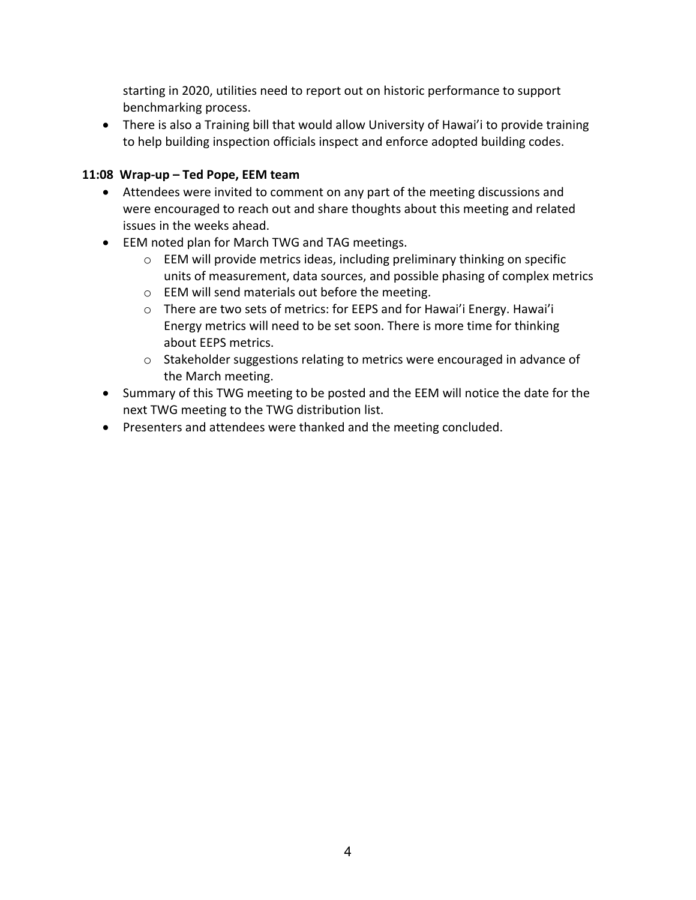starting in 2020, utilities need to report out on historic performance to support benchmarking process.

- There is also a Training bill that would allow University of Hawai'i to provide training to help building inspection officials inspect and enforce adopted building codes.

**11:08 Wrap-up – Ted Pope, EEM team**

- Attendees were invited to comment on any part of the meeting discussions and were encouraged to reach out and share thoughts about this meeting and related issues in the weeks ahead.
- EEM noted plan for March TWG and TAG meetings.
    - EEM will provide metrics ideas, including preliminary thinking on specific units of measurement, data sources, and possible phasing of complex metrics
    - EEM will send materials out before the meeting.
    - There are two sets of metrics: for EEPS and for Hawai'i Energy. Hawai'i Energy metrics will need to be set soon. There is more time for thinking about EEPS metrics.
    - Stakeholder suggestions relating to metrics were encouraged in advance of the March meeting.
- Summary of this TWG meeting to be posted and the EEM will notice the date for the next TWG meeting to the TWG distribution list.
- Presenters and attendees were thanked and the meeting concluded.